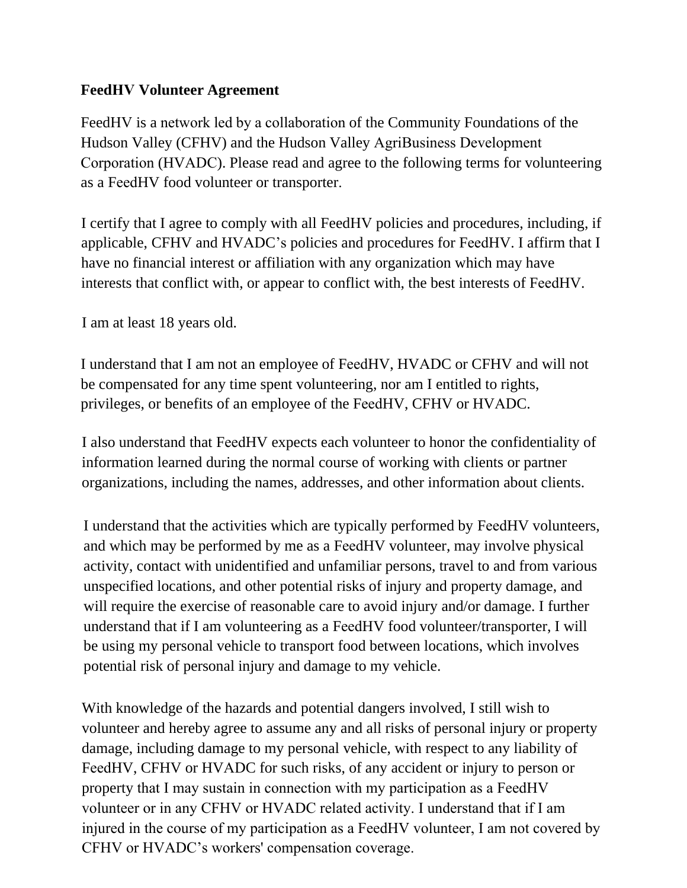**FeedHV Volunteer Agreement**

FeedHV is a network led by a collaboration of the Community Foundations of the Hudson Valley (CFHV) and the Hudson Valley AgriBusiness Development Corporation (HVADC). Please read and agree to the following terms for volunteering as a FeedHV food volunteer or transporter.

I certify that I agree to comply with all FeedHV policies and procedures, including, if applicable, CFHV and HVADC's policies and procedures for FeedHV. I affirm that I have no financial interest or affiliation with any organization which may have interests that conflict with, or appear to conflict with, the best interests of FeedHV.

I am at least 18 years old.

I understand that I am not an employee of FeedHV, HVADC or CFHV and will not be compensated for any time spent volunteering, nor am I entitled to rights, privileges, or benefits of an employee of the FeedHV, CFHV or HVADC.

I also understand that FeedHV expects each volunteer to honor the confidentiality of information learned during the normal course of working with clients or partner organizations, including the names, addresses, and other information about clients.

I understand that the activities which are typically performed by FeedHV volunteers, and which may be performed by me as a FeedHV volunteer, may involve physical activity, contact with unidentified and unfamiliar persons, travel to and from various unspecified locations, and other potential risks of injury and property damage, and will require the exercise of reasonable care to avoid injury and/or damage. I further understand that if I am volunteering as a FeedHV food volunteer/transporter, I will be using my personal vehicle to transport food between locations, which involves potential risk of personal injury and damage to my vehicle.

With knowledge of the hazards and potential dangers involved, I still wish to volunteer and hereby agree to assume any and all risks of personal injury or property damage, including damage to my personal vehicle, with respect to any liability of FeedHV, CFHV or HVADC for such risks, of any accident or injury to person or property that I may sustain in connection with my participation as a FeedHV volunteer or in any CFHV or HVADC related activity. I understand that if I am injured in the course of my participation as a FeedHV volunteer, I am not covered by CFHV or HVADC's workers' compensation coverage.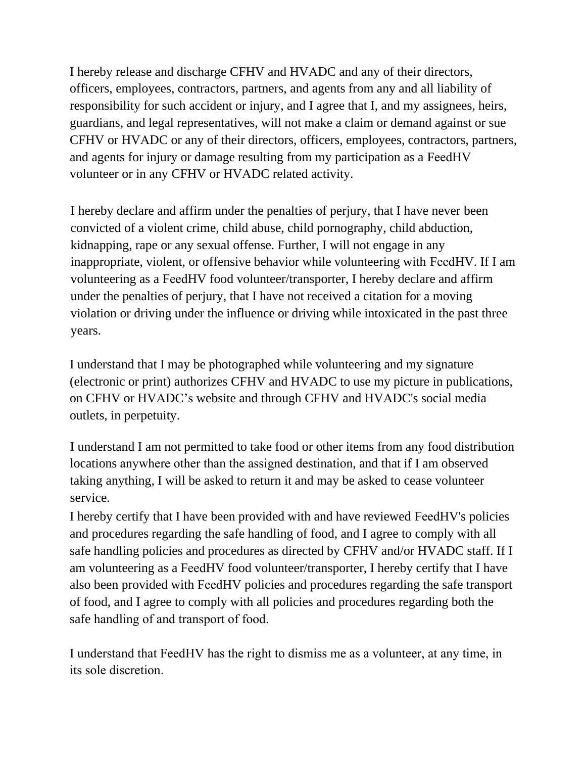I hereby release and discharge CFHV and HVADC and any of their directors, officers, employees, contractors, partners, and agents from any and all liability of responsibility for such accident or injury, and I agree that I, and my assignees, heirs, guardians, and legal representatives, will not make a claim or demand against or sue CFHV or HVADC or any of their directors, officers, employees, contractors, partners, and agents for injury or damage resulting from my participation as a FeedHV volunteer or in any CFHV or HVADC related activity.

I hereby declare and affirm under the penalties of perjury, that I have never been convicted of a violent crime, child abuse, child pornography, child abduction, kidnapping, rape or any sexual offense. Further, I will not engage in any inappropriate, violent, or offensive behavior while volunteering with FeedHV. If I am volunteering as a FeedHV food volunteer/transporter, I hereby declare and affirm under the penalties of perjury, that I have not received a citation for a moving violation or driving under the influence or driving while intoxicated in the past three years.

I understand that I may be photographed while volunteering and my signature (electronic or print) authorizes CFHV and HVADC to use my picture in publications, on CFHV or HVADC's website and through CFHV and HVADC's social media outlets, in perpetuity.

I understand I am not permitted to take food or other items from any food distribution locations anywhere other than the assigned destination, and that if I am observed taking anything, I will be asked to return it and may be asked to cease volunteer service.

I hereby certify that I have been provided with and have reviewed FeedHV's policies and procedures regarding the safe handling of food, and I agree to comply with all safe handling policies and procedures as directed by CFHV and/or HVADC staff. If I am volunteering as a FeedHV food volunteer/transporter, I hereby certify that I have also been provided with FeedHV policies and procedures regarding the safe transport of food, and I agree to comply with all policies and procedures regarding both the safe handling of and transport of food.

I understand that FeedHV has the right to dismiss me as a volunteer, at any time, in its sole discretion.